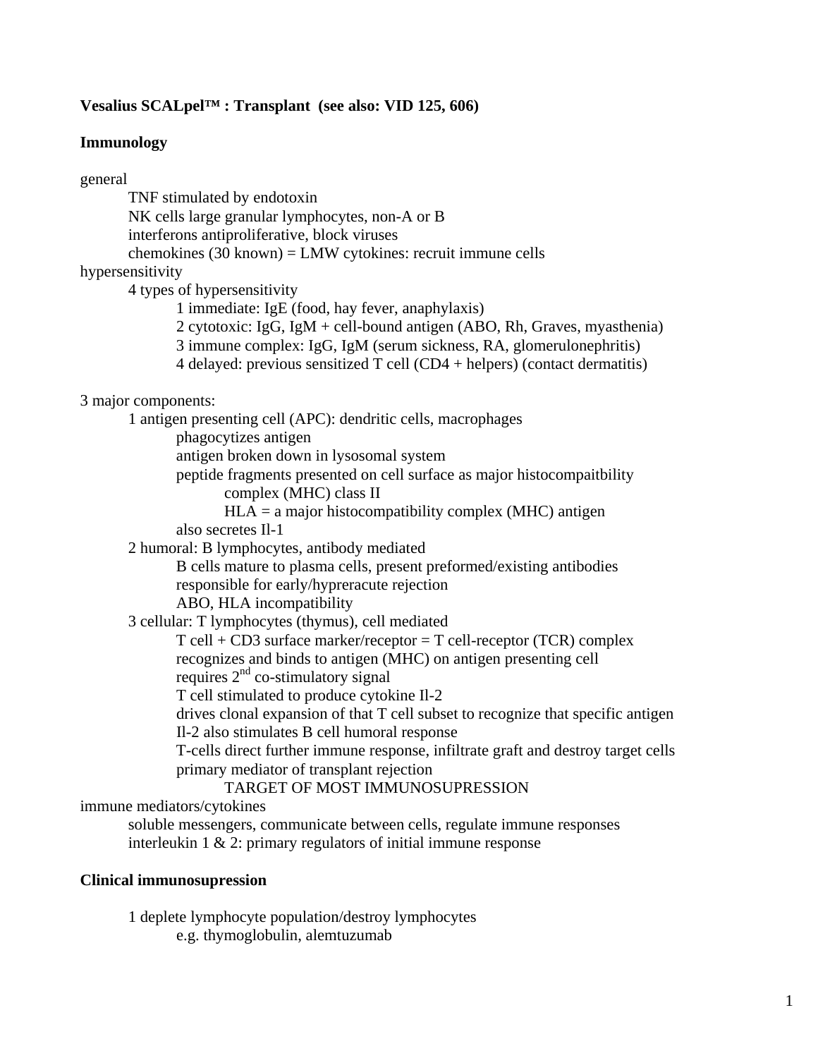**Vesalius SCALpel™ : Transplant (see also: VID 125, 606)**

**Immunology**

general
- TNF stimulated by endotoxin
- NK cells large granular lymphocytes, non-A or B
- interferons antiproliferative, block viruses
- chemokines (30 known) = LMW cytokines: recruit immune cells

hypersensitivity
- 4 types of hypersensitivity
  - 1 immediate: IgE (food, hay fever, anaphylaxis)
  - 2 cytotoxic: IgG, IgM + cell-bound antigen (ABO, Rh, Graves, myasthenia)
  - 3 immune complex: IgG, IgM (serum sickness, RA, glomerulonephritis)
  - 4 delayed: previous sensitized T cell (CD4 + helpers) (contact dermatitis)

3 major components:
- 1 antigen presenting cell (APC): dendritic cells, macrophages
  - phagocytizes antigen
  - antigen broken down in lysosomal system
  - peptide fragments presented on cell surface as major histocompaitbility complex (MHC) class II
    - HLA = a major histocompatibility complex (MHC) antigen
  - also secretes Il-1
- 2 humoral: B lymphocytes, antibody mediated
  - B cells mature to plasma cells, present preformed/existing antibodies
  - responsible for early/hypreracute rejection
  - ABO, HLA incompatibility
- 3 cellular: T lymphocytes (thymus), cell mediated
  - T cell + CD3 surface marker/receptor = T cell-receptor (TCR) complex
  - recognizes and binds to antigen (MHC) on antigen presenting cell
  - requires 2nd co-stimulatory signal
  - T cell stimulated to produce cytokine Il-2
  - drives clonal expansion of that T cell subset to recognize that specific antigen
  - Il-2 also stimulates B cell humoral response
  - T-cells direct further immune response, infiltrate graft and destroy target cells
  - primary mediator of transplant rejection
    - TARGET OF MOST IMMUNOSUPRESSION

immune mediators/cytokines
- soluble messengers, communicate between cells, regulate immune responses
- interleukin 1 & 2: primary regulators of initial immune response

**Clinical immunosupression**

- 1 deplete lymphocyte population/destroy lymphocytes
  - e.g. thymoglobulin, alemtuzumab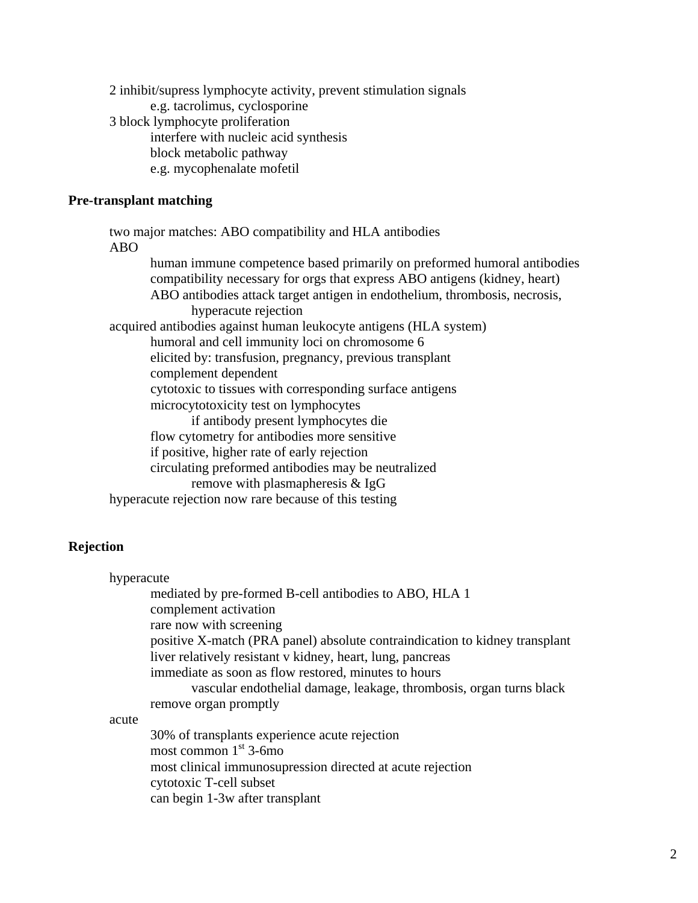2 inhibit/supress lymphocyte activity, prevent stimulation signals
- e.g. tacrolimus, cyclosporine

3 block lymphocyte proliferation
- interfere with nucleic acid synthesis
- block metabolic pathway
- e.g. mycophenalate mofetil

**Pre-transplant matching**

two major matches: ABO compatibility and HLA antibodies

ABO
- human immune competence based primarily on preformed humoral antibodies
- compatibility necessary for orgs that express ABO antigens (kidney, heart)
- ABO antibodies attack target antigen in endothelium, thrombosis, necrosis,
  - hyperacute rejection

acquired antibodies against human leukocyte antigens (HLA system)
- humoral and cell immunity loci on chromosome 6
- elicited by: transfusion, pregnancy, previous transplant
- complement dependent
- cytotoxic to tissues with corresponding surface antigens
- microcytotoxicity test on lymphocytes
  - if antibody present lymphocytes die
- flow cytometry for antibodies more sensitive
- if positive, higher rate of early rejection
- circulating preformed antibodies may be neutralized
  - remove with plasmapheresis & IgG

hyperacute rejection now rare because of this testing

**Rejection**

hyperacute
- mediated by pre-formed B-cell antibodies to ABO, HLA 1
- complement activation
- rare now with screening
- positive X-match (PRA panel) absolute contraindication to kidney transplant
- liver relatively resistant v kidney, heart, lung, pancreas
- immediate as soon as flow restored, minutes to hours
  - vascular endothelial damage, leakage, thrombosis, organ turns black
- remove organ promptly

acute
- 30% of transplants experience acute rejection
- most common 1st 3-6mo
- most clinical immunosupression directed at acute rejection
- cytotoxic T-cell subset
- can begin 1-3w after transplant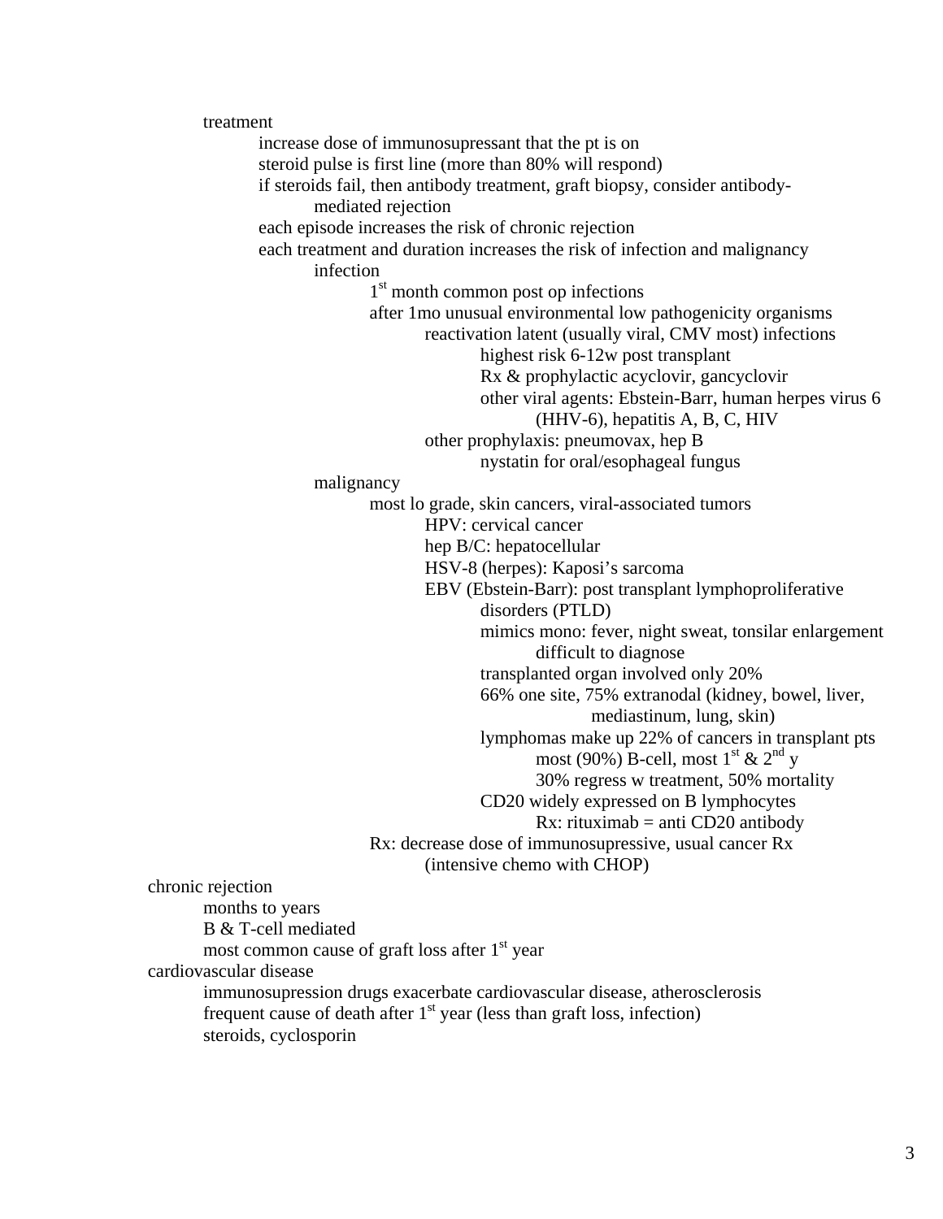- treatment
  - increase dose of immunosupressant that the pt is on
  - steroid pulse is first line (more than 80% will respond)
  - if steroids fail, then antibody treatment, graft biopsy, consider antibody-mediated rejection
  - each episode increases the risk of chronic rejection
  - each treatment and duration increases the risk of infection and malignancy
    - infection
      - 1st month common post op infections
      - after 1mo unusual environmental low pathogenicity organisms
        - reactivation latent (usually viral, CMV most) infections
          - highest risk 6-12w post transplant
          - Rx & prophylactic acyclovir, gancyclovir
          - other viral agents: Ebstein-Barr, human herpes virus 6 (HHV-6), hepatitis A, B, C, HIV
        - other prophylaxis: pneumovax, hep B
          - nystatin for oral/esophageal fungus
    - malignancy
      - most lo grade, skin cancers, viral-associated tumors
        - HPV: cervical cancer
        - hep B/C: hepatocellular
        - HSV-8 (herpes): Kaposi's sarcoma
        - EBV (Ebstein-Barr): post transplant lymphoproliferative disorders (PTLD)
          - mimics mono: fever, night sweat, tonsilar enlargement
            - difficult to diagnose
          - transplanted organ involved only 20%
          - 66% one site, 75% extranodal (kidney, bowel, liver, mediastinum, lung, skin)
          - lymphomas make up 22% of cancers in transplant pts
            - most (90%) B-cell, most 1st & 2nd y
            - 30% regress w treatment, 50% mortality
          - CD20 widely expressed on B lymphocytes
            - Rx: rituximab = anti CD20 antibody
      - Rx: decrease dose of immunosupressive, usual cancer Rx
        - (intensive chemo with CHOP)

chronic rejection
- months to years
- B & T-cell mediated
- most common cause of graft loss after 1st year

cardiovascular disease
- immunosupression drugs exacerbate cardiovascular disease, atherosclerosis
- frequent cause of death after 1st year (less than graft loss, infection)
- steroids, cyclosporin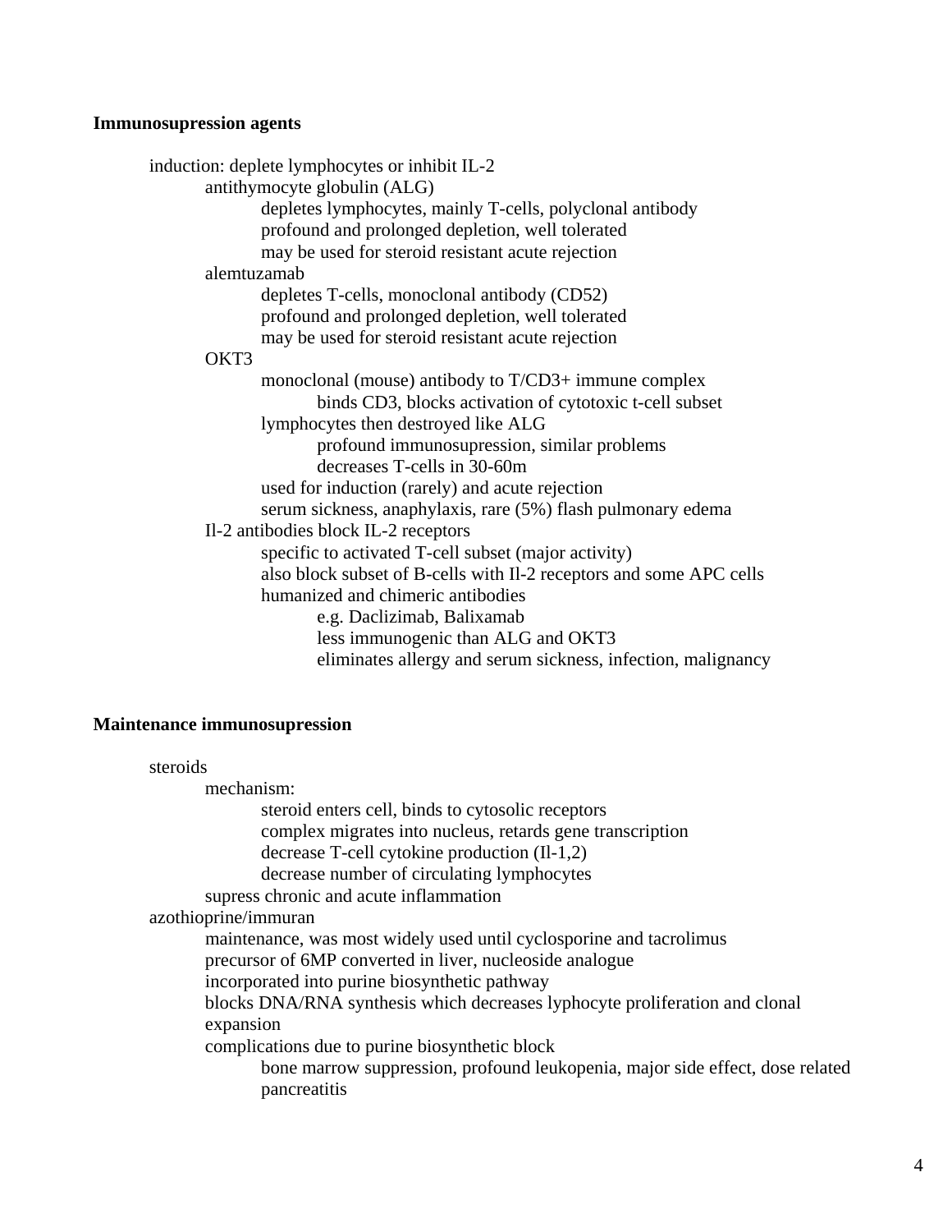**Immunosupression agents**

- induction: deplete lymphocytes or inhibit IL-2
  - antithymocyte globulin (ALG)
    - depletes lymphocytes, mainly T-cells, polyclonal antibody
    - profound and prolonged depletion, well tolerated
    - may be used for steroid resistant acute rejection
  - alemtuzamab
    - depletes T-cells, monoclonal antibody (CD52)
    - profound and prolonged depletion, well tolerated
    - may be used for steroid resistant acute rejection
  - OKT3
    - monoclonal (mouse) antibody to T/CD3+ immune complex
      - binds CD3, blocks activation of cytotoxic t-cell subset
    - lymphocytes then destroyed like ALG
      - profound immunosupression, similar problems
      - decreases T-cells in 30-60m
    - used for induction (rarely) and acute rejection
    - serum sickness, anaphylaxis, rare (5%) flash pulmonary edema
  - Il-2 antibodies block IL-2 receptors
    - specific to activated T-cell subset (major activity)
    - also block subset of B-cells with Il-2 receptors and some APC cells
    - humanized and chimeric antibodies
      - e.g. Daclizimab, Balixamab
      - less immunogenic than ALG and OKT3
      - eliminates allergy and serum sickness, infection, malignancy

**Maintenance immunosupression**

- steroids
  - mechanism:
    - steroid enters cell, binds to cytosolic receptors
    - complex migrates into nucleus, retards gene transcription
    - decrease T-cell cytokine production (Il-1,2)
    - decrease number of circulating lymphocytes
  - supress chronic and acute inflammation
- azothioprine/immuran
  - maintenance, was most widely used until cyclosporine and tacrolimus
  - precursor of 6MP converted in liver, nucleoside analogue
  - incorporated into purine biosynthetic pathway
  - blocks DNA/RNA synthesis which decreases lyphocyte proliferation and clonal expansion
  - complications due to purine biosynthetic block
    - bone marrow suppression, profound leukopenia, major side effect, dose related
    - pancreatitis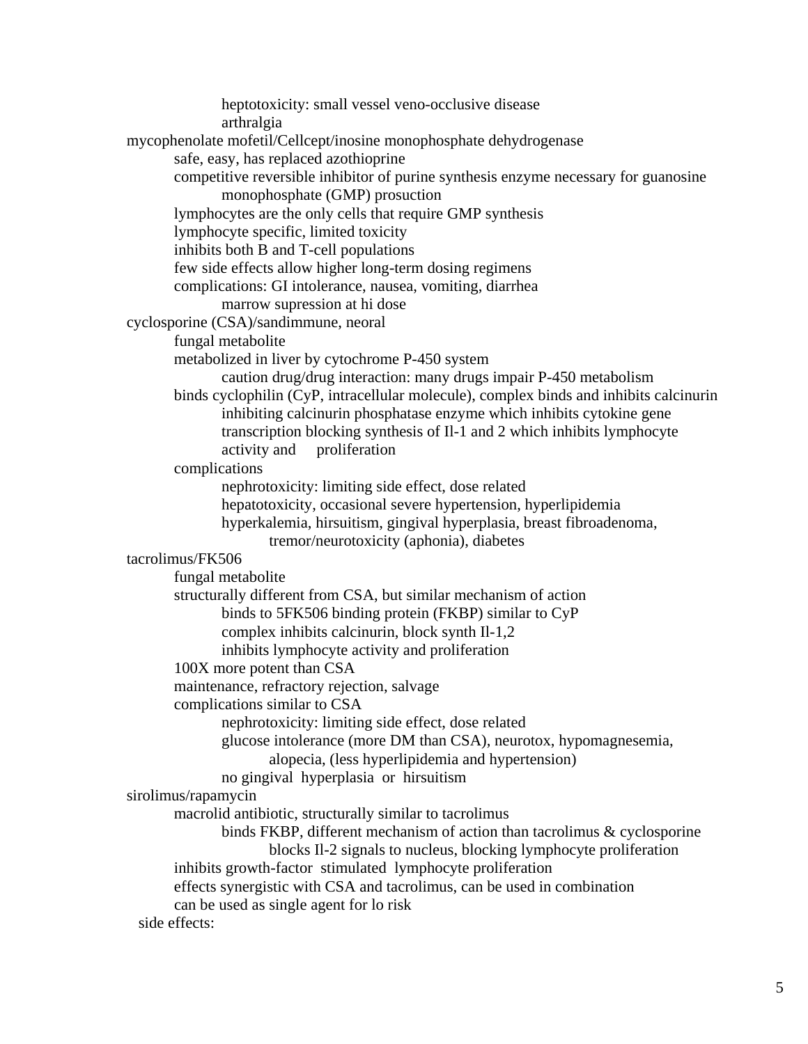- heptotoxicity: small vessel veno-occlusive disease
  - arthralgia

- mycophenolate mofetil/Cellcept/inosine monophosphate dehydrogenase
  - safe, easy, has replaced azothioprine
  - competitive reversible inhibitor of purine synthesis enzyme necessary for guanosine monophosphate (GMP) prosuction
  - lymphocytes are the only cells that require GMP synthesis
  - lymphocyte specific, limited toxicity
  - inhibits both B and T-cell populations
  - few side effects allow higher long-term dosing regimens
  - complications: GI intolerance, nausea, vomiting, diarrhea
    - marrow supression at hi dose
- cyclosporine (CSA)/sandimmune, neoral
  - fungal metabolite
  - metabolized in liver by cytochrome P-450 system
    - caution drug/drug interaction: many drugs impair P-450 metabolism
  - binds cyclophilin (CyP, intracellular molecule), complex binds and inhibits calcinurin
    - inhibiting calcinurin phosphatase enzyme which inhibits cytokine gene transcription blocking synthesis of Il-1 and 2 which inhibits lymphocyte activity and proliferation
  - complications
    - nephrotoxicity: limiting side effect, dose related
    - hepatotoxicity, occasional severe hypertension, hyperlipidemia
    - hyperkalemia, hirsuitism, gingival hyperplasia, breast fibroadenoma,
      - tremor/neurotoxicity (aphonia), diabetes
- tacrolimus/FK506
  - fungal metabolite
  - structurally different from CSA, but similar mechanism of action
    - binds to 5FK506 binding protein (FKBP) similar to CyP
    - complex inhibits calcinurin, block synth Il-1,2
    - inhibits lymphocyte activity and proliferation
  - 100X more potent than CSA
  - maintenance, refractory rejection, salvage
  - complications similar to CSA
    - nephrotoxicity: limiting side effect, dose related
    - glucose intolerance (more DM than CSA), neurotox, hypomagnesemia,
      - alopecia, (less hyperlipidemia and hypertension)
    - no gingival hyperplasia or hirsuitism
- sirolimus/rapamycin
  - macrolid antibiotic, structurally similar to tacrolimus
    - binds FKBP, different mechanism of action than tacrolimus & cyclosporine
      - blocks Il-2 signals to nucleus, blocking lymphocyte proliferation
  - inhibits growth-factor stimulated lymphocyte proliferation
  - effects synergistic with CSA and tacrolimus, can be used in combination
  - can be used as single agent for lo risk
- side effects: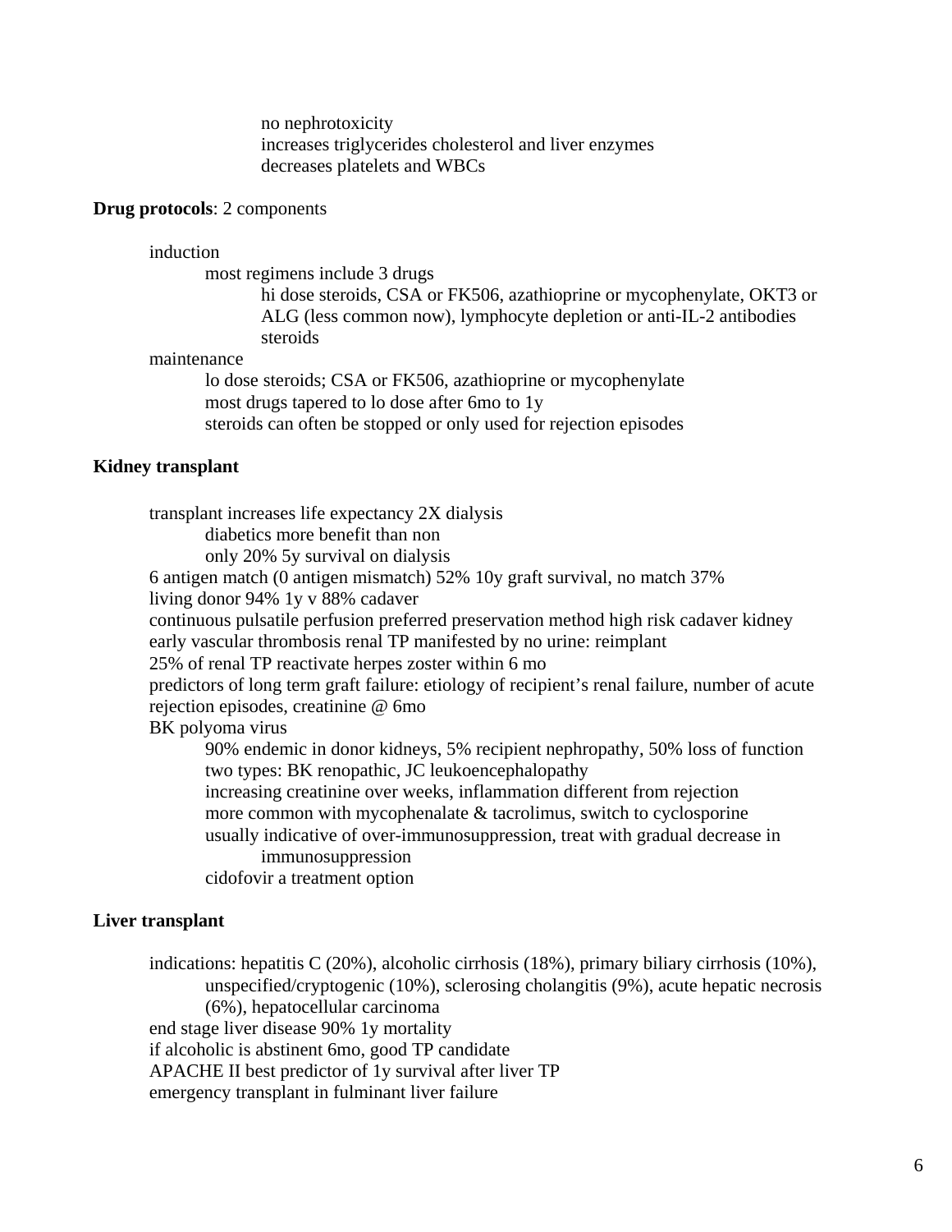- no nephrotoxicity
- increases triglycerides cholesterol and liver enzymes
- decreases platelets and WBCs

**Drug protocols**: 2 components

- induction
  - most regimens include 3 drugs
    - hi dose steroids, CSA or FK506, azathioprine or mycophenylate, OKT3 or ALG (less common now), lymphocyte depletion or anti-IL-2 antibodies steroids
- maintenance
  - lo dose steroids; CSA or FK506, azathioprine or mycophenylate
  - most drugs tapered to lo dose after 6mo to 1y
  - steroids can often be stopped or only used for rejection episodes

**Kidney transplant**

- transplant increases life expectancy 2X dialysis
  - diabetics more benefit than non
  - only 20% 5y survival on dialysis
- 6 antigen match (0 antigen mismatch) 52% 10y graft survival, no match 37%
- living donor 94% 1y v 88% cadaver
- continuous pulsatile perfusion preferred preservation method high risk cadaver kidney
- early vascular thrombosis renal TP manifested by no urine: reimplant
- 25% of renal TP reactivate herpes zoster within 6 mo
- predictors of long term graft failure: etiology of recipient's renal failure, number of acute rejection episodes, creatinine @ 6mo
- BK polyoma virus
  - 90% endemic in donor kidneys, 5% recipient nephropathy, 50% loss of function
  - two types: BK renopathic, JC leukoencephalopathy
  - increasing creatinine over weeks, inflammation different from rejection
  - more common with mycophenalate & tacrolimus, switch to cyclosporine
  - usually indicative of over-immunosuppression, treat with gradual decrease in immunosuppression
  - cidofovir a treatment option

**Liver transplant**

- indications: hepatitis C (20%), alcoholic cirrhosis (18%), primary biliary cirrhosis (10%), unspecified/cryptogenic (10%), sclerosing cholangitis (9%), acute hepatic necrosis (6%), hepatocellular carcinoma
- end stage liver disease 90% 1y mortality
- if alcoholic is abstinent 6mo, good TP candidate
- APACHE II best predictor of 1y survival after liver TP
- emergency transplant in fulminant liver failure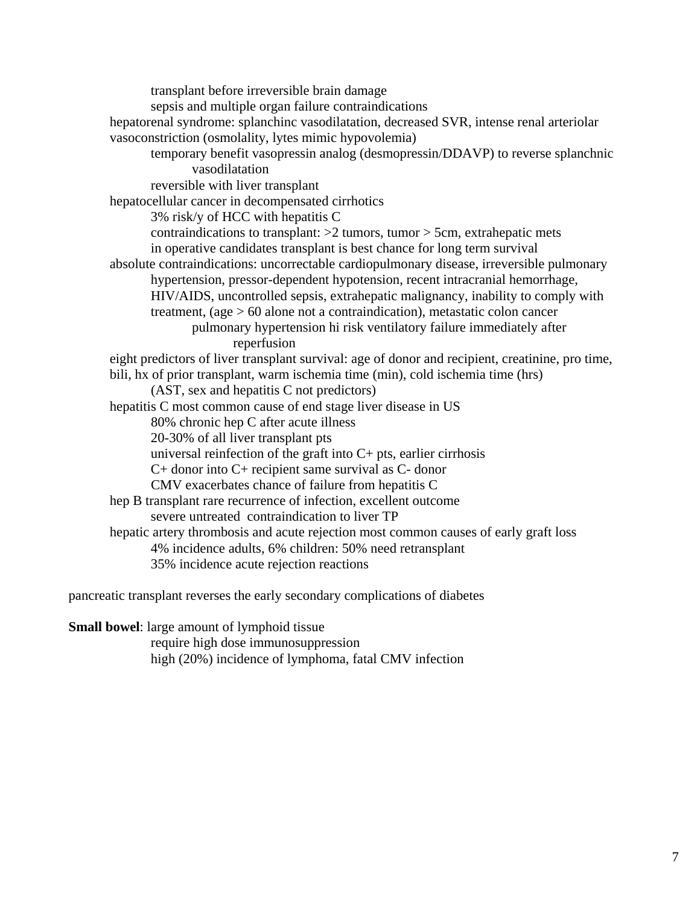transplant before irreversible brain damage
sepsis and multiple organ failure contraindications

hepatorenal syndrome: splanchinc vasodilatation, decreased SVR, intense renal arteriolar vasoconstriction (osmolality, lytes mimic hypovolemia)
temporary benefit vasopressin analog (desmopressin/DDAVP) to reverse splanchnic vasodilatation
reversible with liver transplant

hepatocellular cancer in decompensated cirrhotics
3% risk/y of HCC with hepatitis C
contraindications to transplant: >2 tumors, tumor > 5cm, extrahepatic mets
in operative candidates transplant is best chance for long term survival

absolute contraindications: uncorrectable cardiopulmonary disease, irreversible pulmonary hypertension, pressor-dependent hypotension, recent intracranial hemorrhage, HIV/AIDS, uncontrolled sepsis, extrahepatic malignancy, inability to comply with treatment, (age > 60 alone not a contraindication), metastatic colon cancer
pulmonary hypertension hi risk ventilatory failure immediately after reperfusion

eight predictors of liver transplant survival: age of donor and recipient, creatinine, pro time, bili, hx of prior transplant, warm ischemia time (min), cold ischemia time (hrs)
(AST, sex and hepatitis C not predictors)

hepatitis C most common cause of end stage liver disease in US
80% chronic hep C after acute illness
20-30% of all liver transplant pts
universal reinfection of the graft into C+ pts, earlier cirrhosis
C+ donor into C+ recipient same survival as C- donor
CMV exacerbates chance of failure from hepatitis C

hep B transplant rare recurrence of infection, excellent outcome
severe untreated contraindication to liver TP

hepatic artery thrombosis and acute rejection most common causes of early graft loss
4% incidence adults, 6% children: 50% need retransplant
35% incidence acute rejection reactions

pancreatic transplant reverses the early secondary complications of diabetes

**Small bowel**: large amount of lymphoid tissue
require high dose immunosuppression
high (20%) incidence of lymphoma, fatal CMV infection